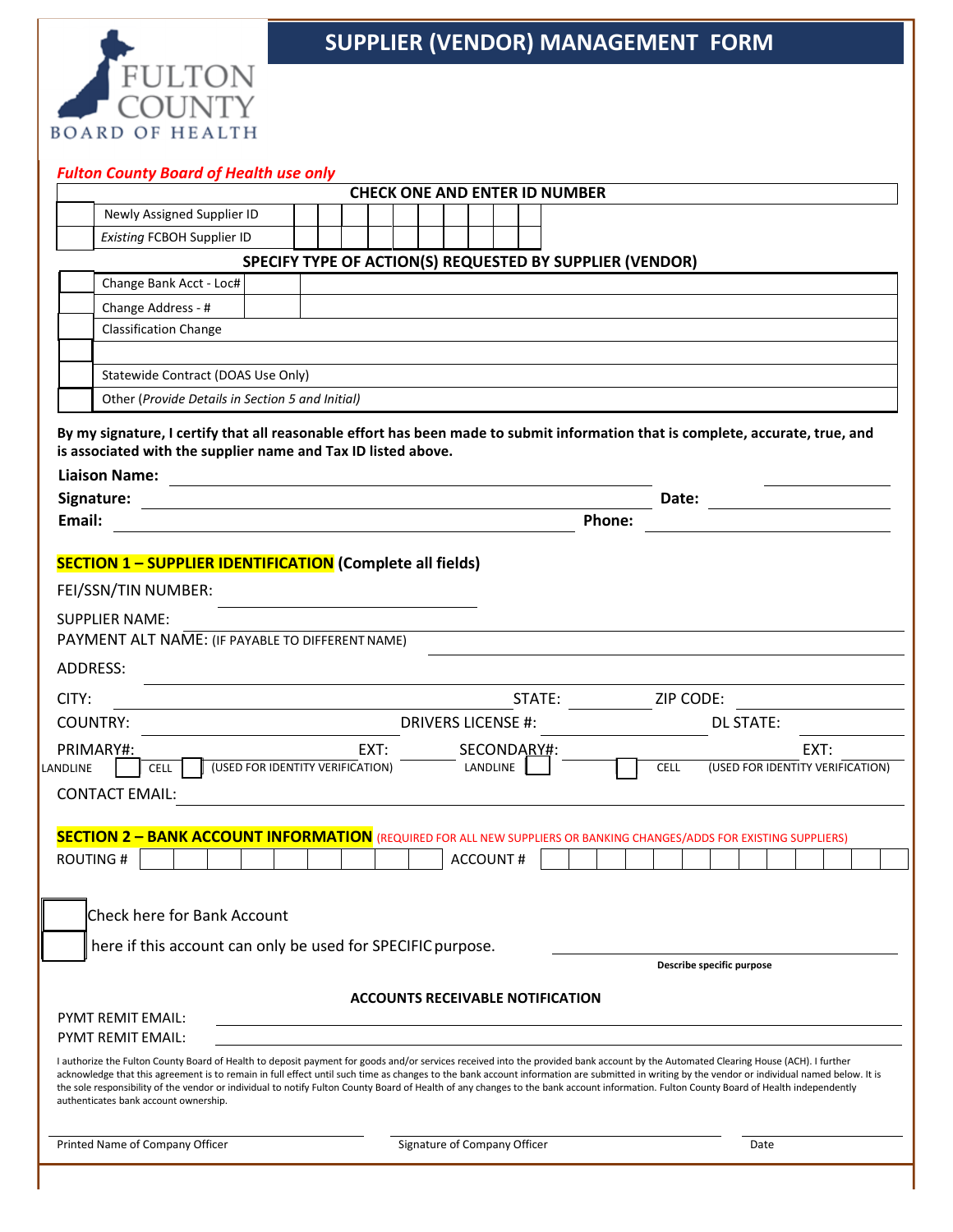FULTON COUNTY BOARD OF HEALTH

# SUPPLIER (VENDOR) MANAGEMENT FORM

***Fulton County Board of Health use only***

| CHECK ONE AND ENTER ID NUMBER | | | | | | | | | | |
|---|---|---|---|---|---|---|---|---|---|---|
| ☐ Newly Assigned Supplier ID | | | | | | | | | | |
| ☐ *Existing* FCBOH Supplier ID | | | | | | | | | | |

**SPECIFY TYPE OF ACTION(S) REQUESTED BY SUPPLIER (VENDOR)**

| | | | |
|---|---|---|---|
| ☐ | Change Bank Acct - Loc# | | |
| ☐ | Change Address - # | | |
| ☐ | Classification Change | | |
| ☐ | | | |
| ☐ | Statewide Contract (DOAS Use Only) | | |
| ☐ | Other (*Provide Details in Section 5 and Initial*) | | |

**By my signature, I certify that all reasonable effort has been made to submit information that is complete, accurate, true, and is associated with the supplier name and Tax ID listed above.**

**Liaison Name:** ______________________________

**Signature:** ______________________________ **Date:** ______________

**Email:** ______________________________ **Phone:** ______________

## SECTION 1 – SUPPLIER IDENTIFICATION (Complete all fields)

FEI/SSN/TIN NUMBER: ______________________________

SUPPLIER NAME: ______________________________

PAYMENT ALT NAME: (IF PAYABLE TO DIFFERENT NAME) ______________________________

ADDRESS: ______________________________

CITY: ______________ STATE: ______________ ZIP CODE: ______________

COUNTRY: ______________ DRIVERS LICENSE #: ______________ DL STATE: ______________

PRIMARY#: ______________ EXT: ______ SECONDARY#: ______________ EXT: ______

LANDLINE ☐ CELL ☐ (USED FOR IDENTITY VERIFICATION) LANDLINE ☐ CELL ☐ (USED FOR IDENTITY VERIFICATION)

CONTACT EMAIL: ______________________________

## SECTION 2 – BANK ACCOUNT INFORMATION (REQUIRED FOR ALL NEW SUPPLIERS OR BANKING CHANGES/ADDS FOR EXISTING SUPPLIERS)

ROUTING # ☐☐☐☐☐☐☐☐☐ ACCOUNT # ☐☐☐☐☐☐☐☐☐☐☐☐☐

☐ Check here for Bank Account

☐ here if this account can only be used for SPECIFIC purpose. ______________________________

**Describe specific purpose**

**ACCOUNTS RECEIVABLE NOTIFICATION**

PYMT REMIT EMAIL: ______________________________

PYMT REMIT EMAIL: ______________________________

I authorize the Fulton County Board of Health to deposit payment for goods and/or services received into the provided bank account by the Automated Clearing House (ACH). I further acknowledge that this agreement is to remain in full effect until such time as changes to the bank account information are submitted in writing by the vendor or individual named below. It is the sole responsibility of the vendor or individual to notify Fulton County Board of Health of any changes to the bank account information. Fulton County Board of Health independently authenticates bank account ownership.

______________________________ ______________________________ ______________

Printed Name of Company Officer — Signature of Company Officer — Date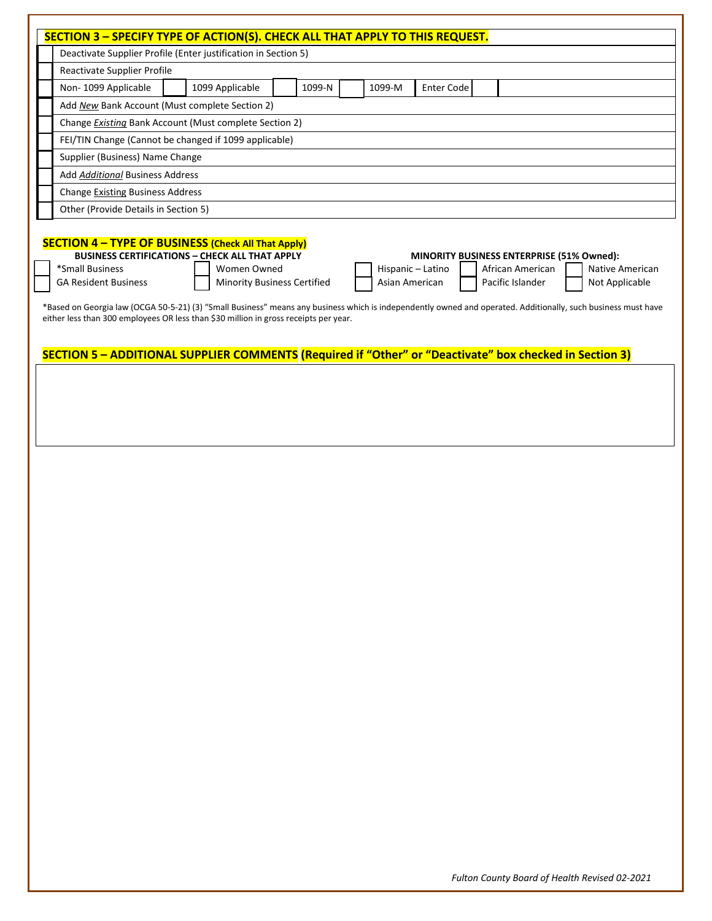## SECTION 3 – SPECIFY TYPE OF ACTION(S). CHECK ALL THAT APPLY TO THIS REQUEST.

| | | | | | | | | | |
|---|---|---|---|---|---|---|---|---|---|
| ☐ | Deactivate Supplier Profile (Enter justification in Section 5) | | | | | | | | |
| ☐ | Reactivate Supplier Profile | | | | | | | | |
| ☐ | Non- 1099 Applicable | ☐ | 1099 Applicable | ☐ | 1099-N | ☐ | 1099-M | Enter Code | |
| ☐ | Add *New* Bank Account (Must complete Section 2) | | | | | | | | |
| ☐ | Change *Existing* Bank Account (Must complete Section 2) | | | | | | | | |
| ☐ | FEI/TIN Change (Cannot be changed if 1099 applicable) | | | | | | | | |
| ☐ | Supplier (Business) Name Change | | | | | | | | |
| ☐ | Add *Additional* Business Address | | | | | | | | |
| ☐ | Change Existing Business Address | | | | | | | | |
| ☐ | Other (Provide Details in Section 5) | | | | | | | | |

## SECTION 4 – TYPE OF BUSINESS (Check All That Apply)

**BUSINESS CERTIFICATIONS – CHECK ALL THAT APPLY**

☐ *Small Business
☐ Women Owned
☐ GA Resident Business
☐ Minority Business Certified

**MINORITY BUSINESS ENTERPRISE (51% Owned):**

☐ Hispanic – Latino
☐ African American
☐ Native American
☐ Asian American
☐ Pacific Islander
☐ Not Applicable

*Based on Georgia law (OCGA 50-5-21) (3) "Small Business" means any business which is independently owned and operated. Additionally, such business must have either less than 300 employees OR less than $30 million in gross receipts per year.

## SECTION 5 – ADDITIONAL SUPPLIER COMMENTS (Required if "Other" or "Deactivate" box checked in Section 3)

*Fulton County Board of Health Revised 02-2021*